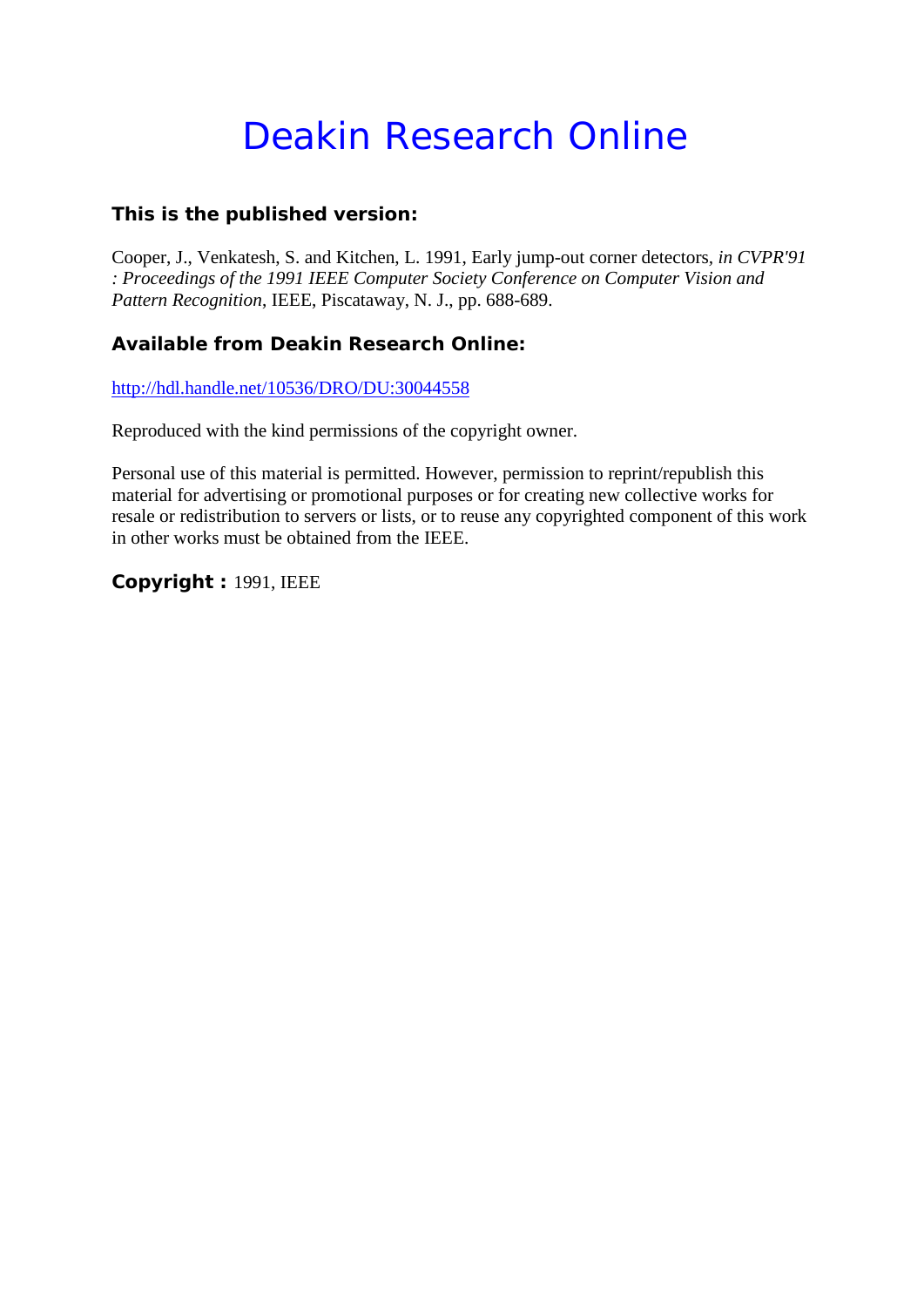# Deakin Research Online

### This is the published version:

Cooper, J., Venkatesh, S. and Kitchen, L. 1991, Early jump-out corner detectors, *in CVPR'91 : Proceedings of the 1991 IEEE Computer Society Conference on Computer Vision and Pattern Recognition*, IEEE, Piscataway, N. J., pp. 688-689.

### Available from Deakin Research Online:

http://hdl.handle.net/10536/DRO/DU:30044558

Reproduced with the kind permissions of the copyright owner.

Personal use of this material is permitted. However, permission to reprint/republish this material for advertising or promotional purposes or for creating new collective works for resale or redistribution to servers or lists, or to reuse any copyrighted component of this work in other works must be obtained from the IEEE.

**Copyright :** 1991, IEEE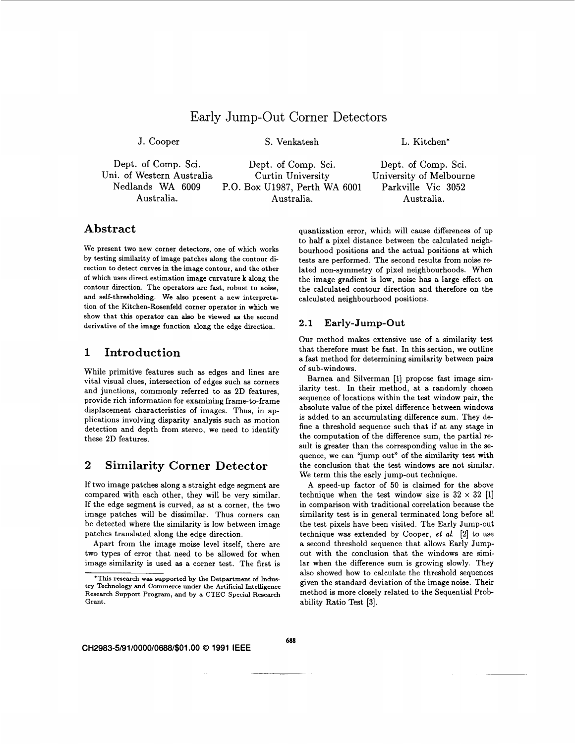# Early Jump-Out Corner Detectors

J. Cooper

Dept. of Comp. Sci.
Uni. of Western Australia
Nedlands WA 6009
Australia.

S. Venkatesh

Dept. of Comp. Sci.
Curtin University
P.O. Box U1987, Perth WA 6001
Australia.

L. Kitchen*

Dept. of Comp. Sci.
University of Melbourne
Parkville Vic 3052
Australia.

## Abstract

We present two new corner detectors, one of which works by testing similarity of image patches along the contour direction to detect curves in the image contour, and the other of which uses direct estimation image curvature k along the contour direction. The operators are fast, robust to noise, and self-thresholding. We also present a new interpretation of the Kitchen-Rosenfeld corner operator in which we show that this operator can also be viewed as the second derivative of the image function along the edge direction.

## 1 Introduction

While primitive features such as edges and lines are vital visual clues, intersection of edges such as corners and junctions, commonly referred to as 2D features, provide rich information for examining frame-to-frame displacement characteristics of images. Thus, in applications involving disparity analysis such as motion detection and depth from stereo, we need to identify these 2D features.

## 2 Similarity Corner Detector

If two image patches along a straight edge segment are compared with each other, they will be very similar. If the edge segment is curved, as at a corner, the two image patches will be dissimilar. Thus corners can be detected where the similarity is low between image patches translated along the edge direction.

Apart from the image moise level itself, there are two types of error that need to be allowed for when image similarity is used as a corner test. The first is quantization error, which will cause differences of up to half a pixel distance between the calculated neighbourhood positions and the actual positions at which tests are performed. The second results from noise related non-symmetry of pixel neighbourhoods. When the image gradient is low, noise has a large effect on the calculated contour direction and therefore on the calculated neighbourhood positions.

### 2.1 Early-Jump-Out

Our method makes extensive use of a similarity test that therefore must be fast. In this section, we outline a fast method for determining similarity between pairs of sub-windows.

Barnea and Silverman [1] propose fast image similarity test. In their method, at a randomly chosen sequence of locations within the test window pair, the absolute value of the pixel difference between windows is added to an accumulating difference sum. They define a threshold sequence such that if at any stage in the computation of the difference sum, the partial result is greater than the corresponding value in the sequence, we can "jump out" of the similarity test with the conclusion that the test windows are not similar. We term this the early jump-out technique.

A speed-up factor of 50 is claimed for the above technique when the test window size is $32 \times 32$ [1] in comparison with traditional correlation because the similarity test is in general terminated long before all the test pixels have been visited. The Early Jump-out technique was extended by Cooper, *et al.* [2] to use a second threshold sequence that allows Early Jump-out with the conclusion that the windows are similar when the difference sum is growing slowly. They also showed how to calculate the threshold sequences given the standard deviation of the image noise. Their method is more closely related to the Sequential Probability Ratio Test [3].

*This research was supported by the Detpartment of Industry Technology and Commerce under the Artificial Intelligence Research Support Program, and by a CTEC Special Research Grant.

CH2983-5/91/0000/0688/$01.00 © 1991 IEEE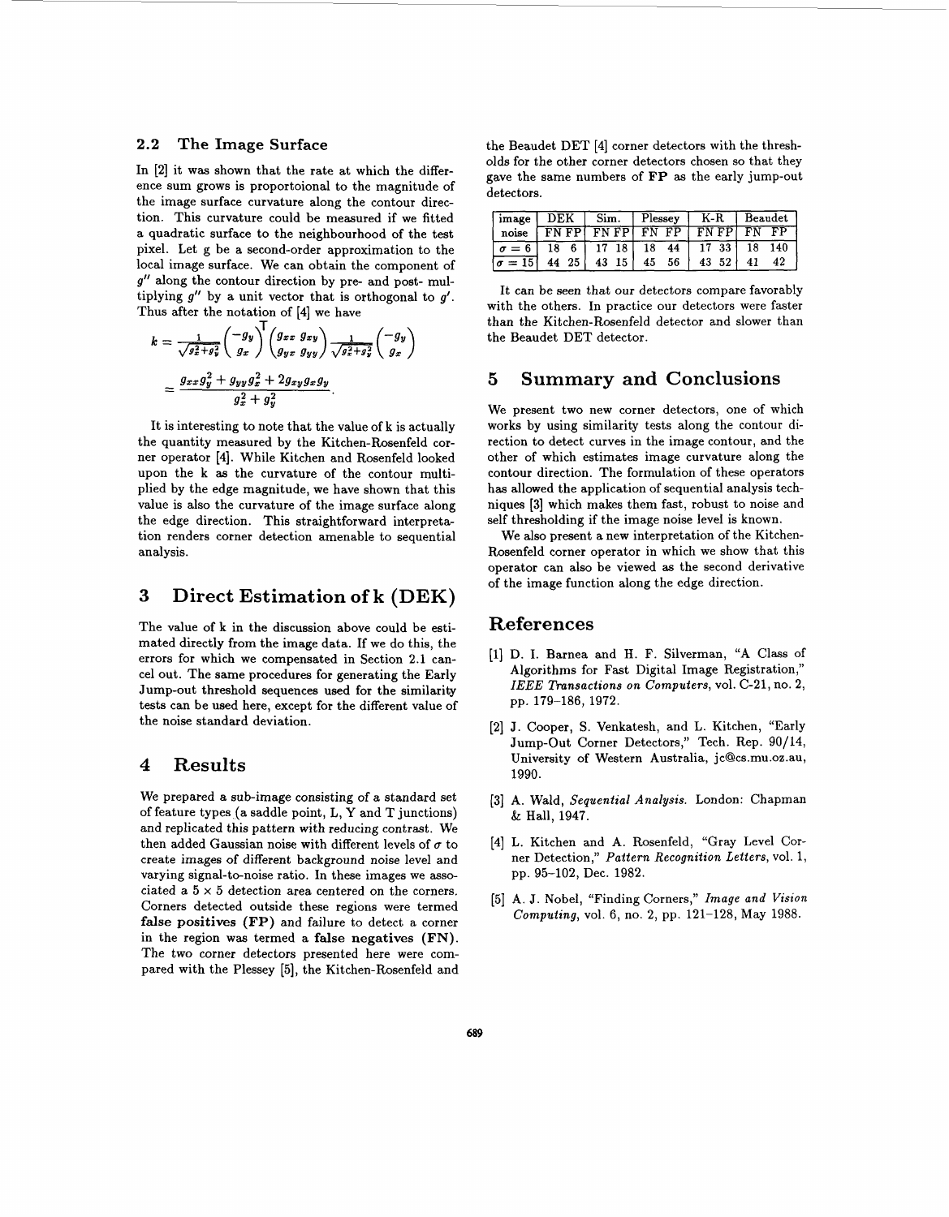### 2.2 The Image Surface

In [2] it was shown that the rate at which the difference sum grows is proportoional to the magnitude of the image surface curvature along the contour direction. This curvature could be measured if we fitted a quadratic surface to the neighbourhood of the test pixel. Let g be a second-order approximation to the local image surface. We can obtain the component of $g''$ along the contour direction by pre- and post- multiplying $g''$ by a unit vector that is orthogonal to $g'$. Thus after the notation of [4] we have

$$k = \frac{1}{\sqrt{g_x^2+g_y^2}} \begin{pmatrix} -g_y \\ g_x \end{pmatrix}^{\top} \begin{pmatrix} g_{xx} & g_{xy} \\ g_{yx} & g_{yy} \end{pmatrix} \frac{1}{\sqrt{g_x^2+g_y^2}} \begin{pmatrix} -g_y \\ g_x \end{pmatrix}$$

$$= \frac{g_{xx}g_y^2 + g_{yy}g_x^2 + 2g_{xy}g_xg_y}{g_x^2 + g_y^2}.$$

It is interesting to note that the value of k is actually the quantity measured by the Kitchen-Rosenfeld corner operator [4]. While Kitchen and Rosenfeld looked upon the k as the curvature of the contour multiplied by the edge magnitude, we have shown that this value is also the curvature of the image surface along the edge direction. This straightforward interpretation renders corner detection amenable to sequential analysis.

## 3 Direct Estimation of k (DEK)

The value of k in the discussion above could be estimated directly from the image data. If we do this, the errors for which we compensated in Section 2.1 cancel out. The same procedures for generating the Early Jump-out threshold sequences used for the similarity tests can be used here, except for the different value of the noise standard deviation.

## 4 Results

We prepared a sub-image consisting of a standard set of feature types (a saddle point, L, Y and T junctions) and replicated this pattern with reducing contrast. We then added Gaussian noise with different levels of $\sigma$ to create images of different background noise level and varying signal-to-noise ratio. In these images we associated a $5 \times 5$ detection area centered on the corners. Corners detected outside these regions were termed **false positives (FP)** and failure to detect a corner in the region was termed a **false negatives (FN)**. The two corner detectors presented here were compared with the Plessey [5], the Kitchen-Rosenfeld and the Beaudet DET [4] corner detectors with the thresholds for the other corner detectors chosen so that they gave the same numbers of **FP** as the early jump-out detectors.

| image | DEK | | Sim. | | Plessey | | K-R | | Beaudet | |
|---|---|---|---|---|---|---|---|---|---|---|
| noise | FN | FP | FN | FP | FN | FP | FN | FP | FN | FP |
| $\sigma = 6$ | 18 | 6 | 17 | 18 | 18 | 44 | 17 | 33 | 18 | 140 |
| $\sigma = 15$ | 44 | 25 | 43 | 15 | 45 | 56 | 43 | 52 | 41 | 42 |

It can be seen that our detectors compare favorably with the others. In practice our detectors were faster than the Kitchen-Rosenfeld detector and slower than the Beaudet DET detector.

## 5 Summary and Conclusions

We present two new corner detectors, one of which works by using similarity tests along the contour direction to detect curves in the image contour, and the other of which estimates image curvature along the contour direction. The formulation of these operators has allowed the application of sequential analysis techniques [3] which makes them fast, robust to noise and self thresholding if the image noise level is known.

We also present a new interpretation of the Kitchen-Rosenfeld corner operator in which we show that this operator can also be viewed as the second derivative of the image function along the edge direction.

## References

[1] D. I. Barnea and H. F. Silverman, "A Class of Algorithms for Fast Digital Image Registration," *IEEE Transactions on Computers*, vol. C-21, no. 2, pp. 179–186, 1972.

[2] J. Cooper, S. Venkatesh, and L. Kitchen, "Early Jump-Out Corner Detectors," Tech. Rep. 90/14, University of Western Australia, jc@cs.mu.oz.au, 1990.

[3] A. Wald, *Sequential Analysis*. London: Chapman & Hall, 1947.

[4] L. Kitchen and A. Rosenfeld, "Gray Level Corner Detection," *Pattern Recognition Letters*, vol. 1, pp. 95–102, Dec. 1982.

[5] A. J. Nobel, "Finding Corners," *Image and Vision Computing*, vol. 6, no. 2, pp. 121–128, May 1988.